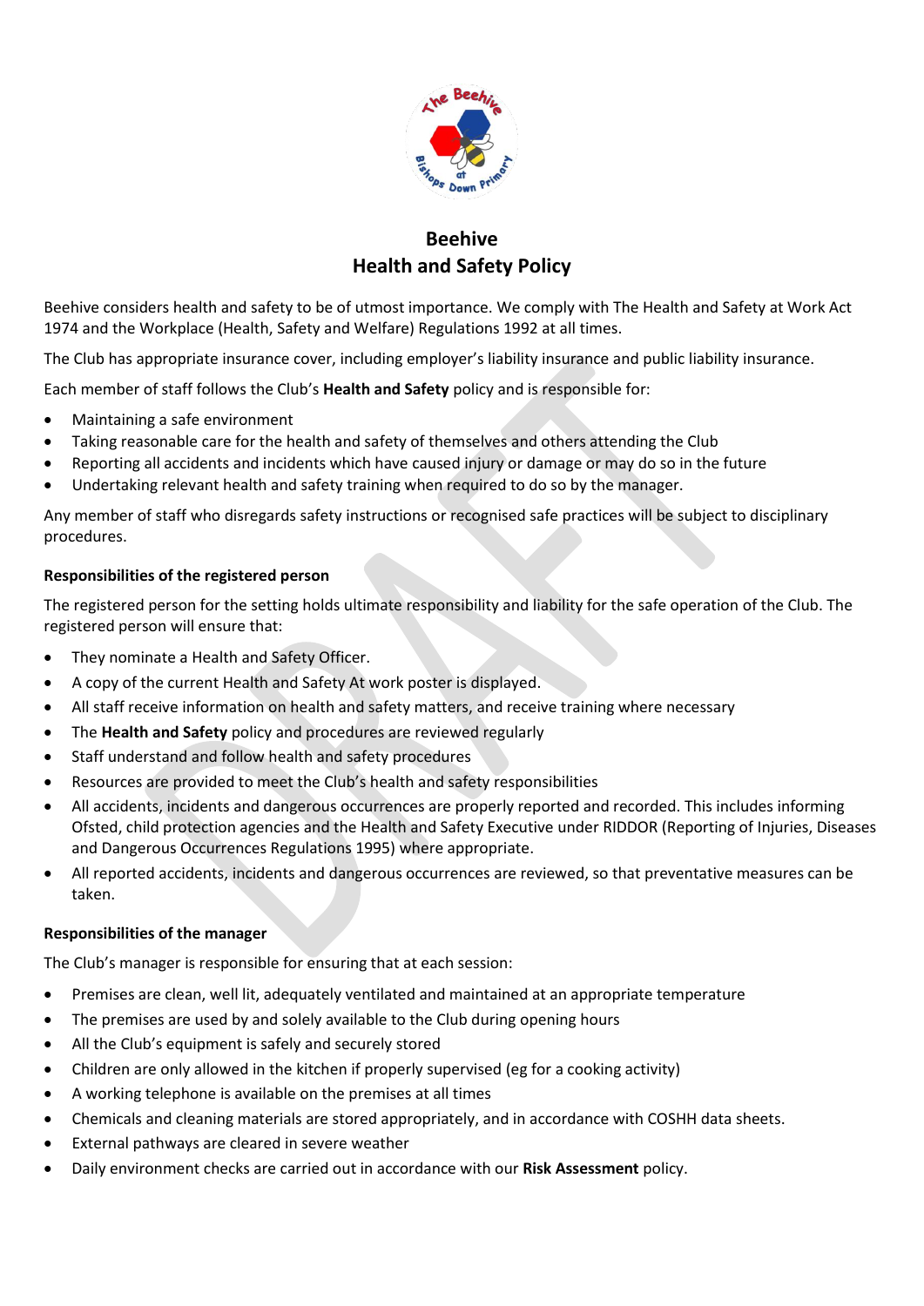# Beehive
# Health and Safety Policy

Beehive considers health and safety to be of utmost importance. We comply with The Health and Safety at Work Act 1974 and the Workplace (Health, Safety and Welfare) Regulations 1992 at all times.

The Club has appropriate insurance cover, including employer's liability insurance and public liability insurance.

Each member of staff follows the Club's **Health and Safety** policy and is responsible for:

- Maintaining a safe environment
- Taking reasonable care for the health and safety of themselves and others attending the Club
- Reporting all accidents and incidents which have caused injury or damage or may do so in the future
- Undertaking relevant health and safety training when required to do so by the manager.

Any member of staff who disregards safety instructions or recognised safe practices will be subject to disciplinary procedures.

**Responsibilities of the registered person**

The registered person for the setting holds ultimate responsibility and liability for the safe operation of the Club. The registered person will ensure that:

- They nominate a Health and Safety Officer.
- A copy of the current Health and Safety At work poster is displayed.
- All staff receive information on health and safety matters, and receive training where necessary
- The **Health and Safety** policy and procedures are reviewed regularly
- Staff understand and follow health and safety procedures
- Resources are provided to meet the Club's health and safety responsibilities
- All accidents, incidents and dangerous occurrences are properly reported and recorded. This includes informing Ofsted, child protection agencies and the Health and Safety Executive under RIDDOR (Reporting of Injuries, Diseases and Dangerous Occurrences Regulations 1995) where appropriate.
- All reported accidents, incidents and dangerous occurrences are reviewed, so that preventative measures can be taken.

**Responsibilities of the manager**

The Club's manager is responsible for ensuring that at each session:

- Premises are clean, well lit, adequately ventilated and maintained at an appropriate temperature
- The premises are used by and solely available to the Club during opening hours
- All the Club's equipment is safely and securely stored
- Children are only allowed in the kitchen if properly supervised (eg for a cooking activity)
- A working telephone is available on the premises at all times
- Chemicals and cleaning materials are stored appropriately, and in accordance with COSHH data sheets.
- External pathways are cleared in severe weather
- Daily environment checks are carried out in accordance with our **Risk Assessment** policy.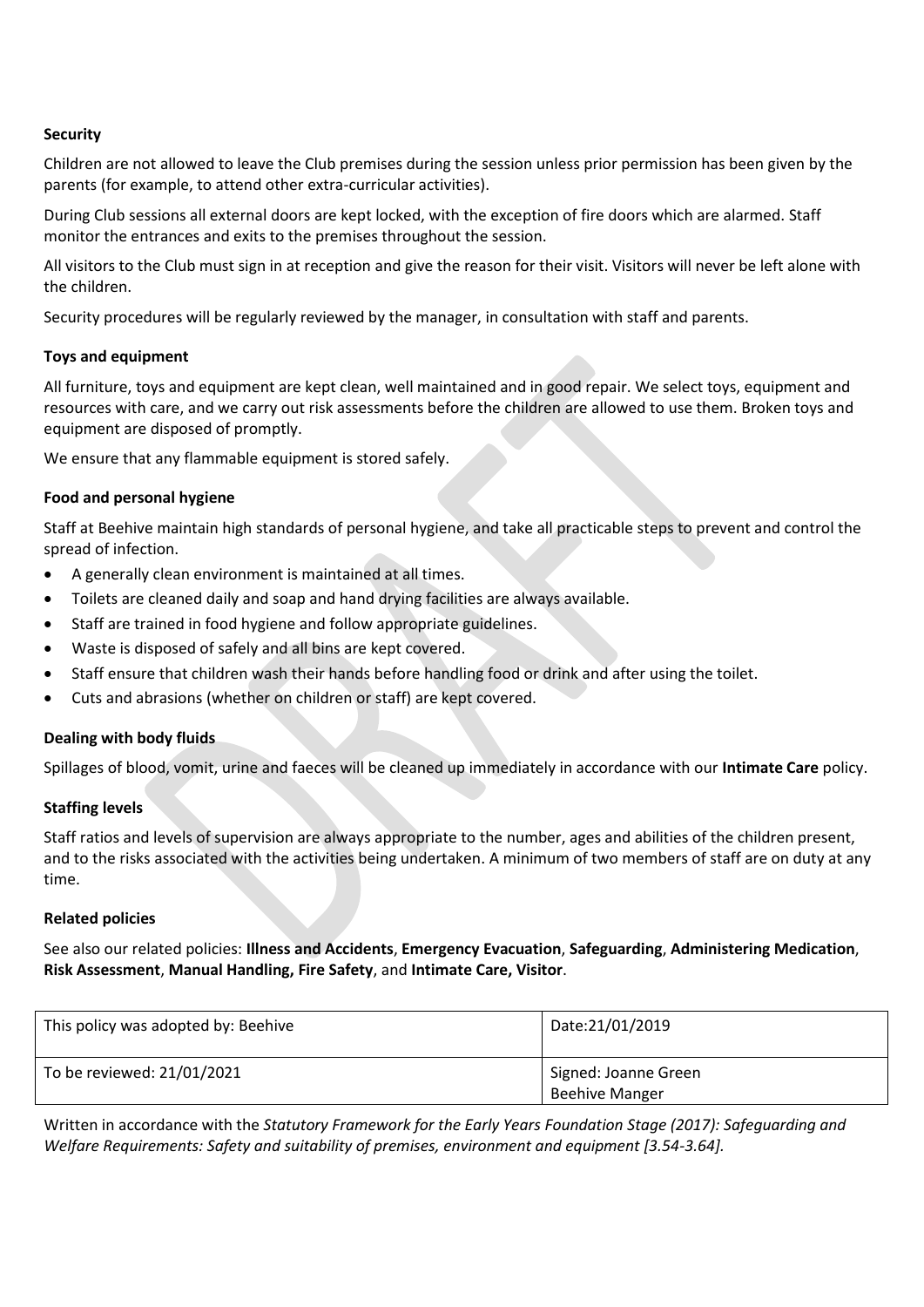**Security**

Children are not allowed to leave the Club premises during the session unless prior permission has been given by the parents (for example, to attend other extra-curricular activities).

During Club sessions all external doors are kept locked, with the exception of fire doors which are alarmed. Staff monitor the entrances and exits to the premises throughout the session.

All visitors to the Club must sign in at reception and give the reason for their visit. Visitors will never be left alone with the children.

Security procedures will be regularly reviewed by the manager, in consultation with staff and parents.

**Toys and equipment**

All furniture, toys and equipment are kept clean, well maintained and in good repair. We select toys, equipment and resources with care, and we carry out risk assessments before the children are allowed to use them. Broken toys and equipment are disposed of promptly.

We ensure that any flammable equipment is stored safely.

**Food and personal hygiene**

Staff at Beehive maintain high standards of personal hygiene, and take all practicable steps to prevent and control the spread of infection.

- A generally clean environment is maintained at all times.
- Toilets are cleaned daily and soap and hand drying facilities are always available.
- Staff are trained in food hygiene and follow appropriate guidelines.
- Waste is disposed of safely and all bins are kept covered.
- Staff ensure that children wash their hands before handling food or drink and after using the toilet.
- Cuts and abrasions (whether on children or staff) are kept covered.

**Dealing with body fluids**

Spillages of blood, vomit, urine and faeces will be cleaned up immediately in accordance with our **Intimate Care** policy.

**Staffing levels**

Staff ratios and levels of supervision are always appropriate to the number, ages and abilities of the children present, and to the risks associated with the activities being undertaken. A minimum of two members of staff are on duty at any time.

**Related policies**

See also our related policies: **Illness and Accidents**, **Emergency Evacuation**, **Safeguarding**, **Administering Medication**, **Risk Assessment**, **Manual Handling, Fire Safety**, and **Intimate Care, Visitor**.

| | |
|---|---|
| This policy was adopted by: Beehive | Date:21/01/2019 |
| To be reviewed: 21/01/2021 | Signed: Joanne Green<br>Beehive Manger |

Written in accordance with the *Statutory Framework for the Early Years Foundation Stage (2017): Safeguarding and Welfare Requirements: Safety and suitability of premises, environment and equipment [3.54-3.64].*